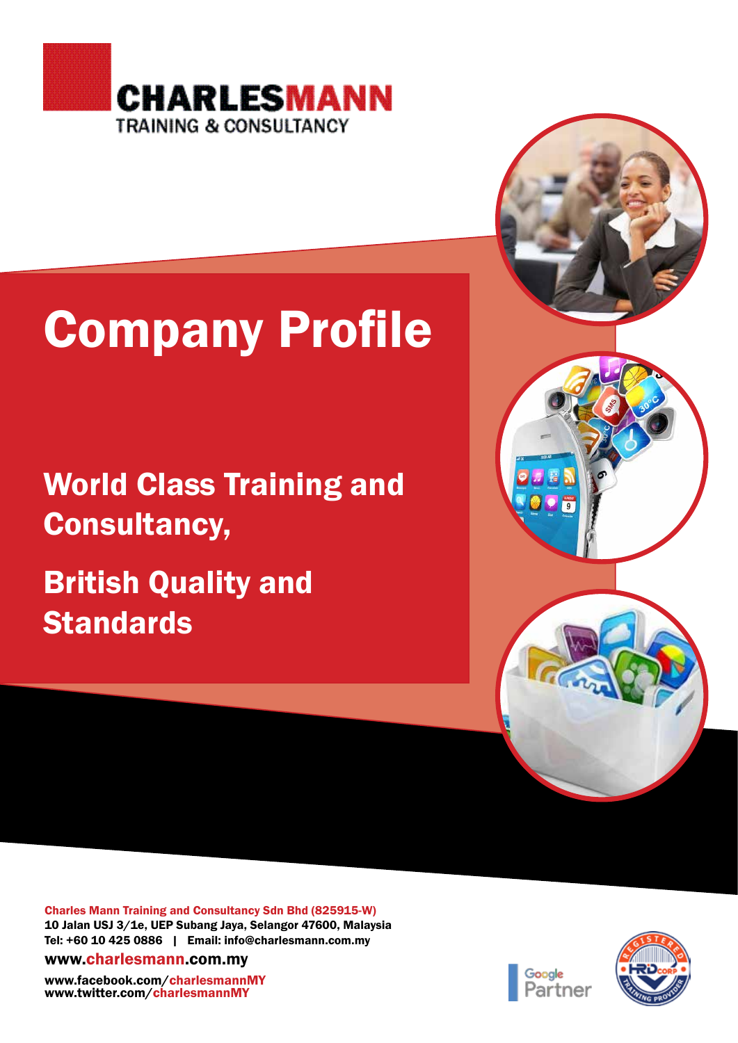**CHARLESMANN**
TRAINING & CONSULTANCY

# Company Profile

## World Class Training and Consultancy,

## British Quality and Standards

**Charles Mann Training and Consultancy Sdn Bhd (825915-W)**
10 Jalan USJ 3/1e, UEP Subang Jaya, Selangor 47600, Malaysia
Tel: +60 10 425 0886 | Email: info@charlesmann.com.my

**www.charlesmann.com.my**

www.facebook.com/charlesmannMY
www.twitter.com/charlesmannMY

Google Partner

REGISTERED HRD CORP TRAINING PROVIDER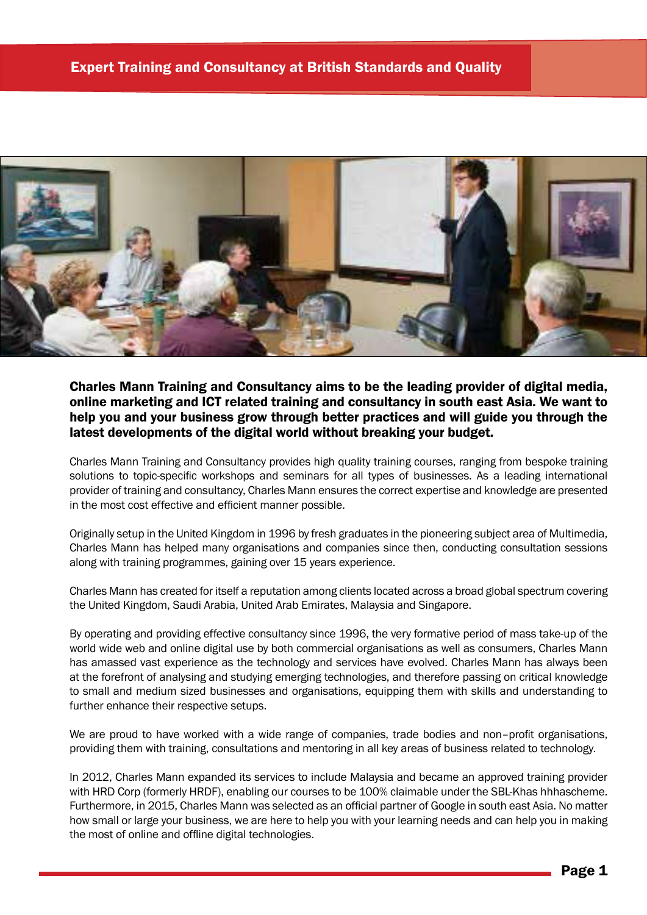## Expert Training and Consultancy at British Standards and Quality

**Charles Mann Training and Consultancy aims to be the leading provider of digital media, online marketing and ICT related training and consultancy in south east Asia. We want to help you and your business grow through better practices and will guide you through the latest developments of the digital world without breaking your budget.**

Charles Mann Training and Consultancy provides high quality training courses, ranging from bespoke training solutions to topic-specific workshops and seminars for all types of businesses. As a leading international provider of training and consultancy, Charles Mann ensures the correct expertise and knowledge are presented in the most cost effective and efficient manner possible.

Originally setup in the United Kingdom in 1996 by fresh graduates in the pioneering subject area of Multimedia, Charles Mann has helped many organisations and companies since then, conducting consultation sessions along with training programmes, gaining over 15 years experience.

Charles Mann has created for itself a reputation among clients located across a broad global spectrum covering the United Kingdom, Saudi Arabia, United Arab Emirates, Malaysia and Singapore.

By operating and providing effective consultancy since 1996, the very formative period of mass take-up of the world wide web and online digital use by both commercial organisations as well as consumers, Charles Mann has amassed vast experience as the technology and services have evolved. Charles Mann has always been at the forefront of analysing and studying emerging technologies, and therefore passing on critical knowledge to small and medium sized businesses and organisations, equipping them with skills and understanding to further enhance their respective setups.

We are proud to have worked with a wide range of companies, trade bodies and non–profit organisations, providing them with training, consultations and mentoring in all key areas of business related to technology.

In 2012, Charles Mann expanded its services to include Malaysia and became an approved training provider with HRD Corp (formerly HRDF), enabling our courses to be 100% claimable under the SBL-Khas hhhascheme. Furthermore, in 2015, Charles Mann was selected as an official partner of Google in south east Asia. No matter how small or large your business, we are here to help you with your learning needs and can help you in making the most of online and offline digital technologies.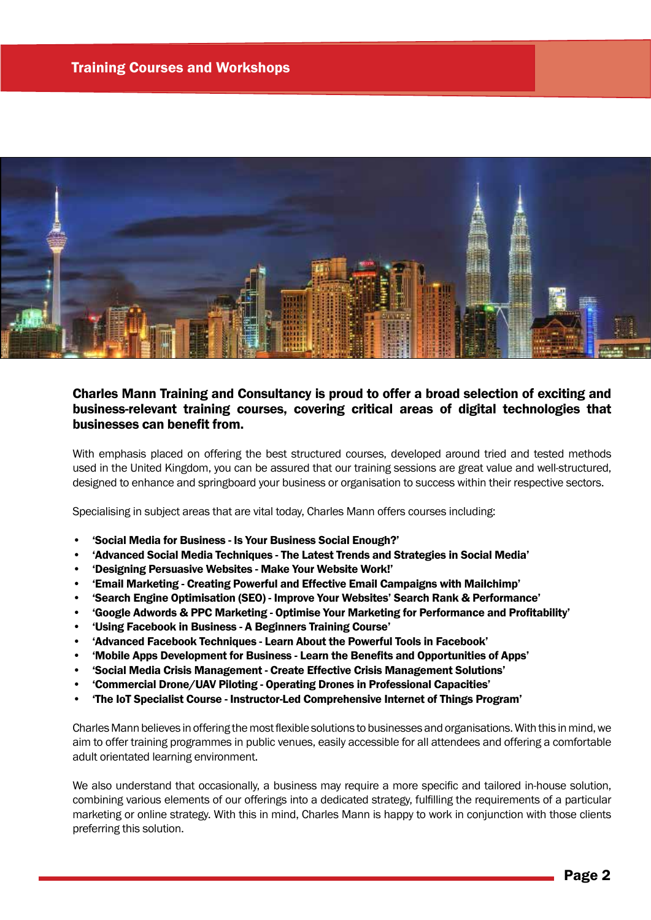## Training Courses and Workshops

**Charles Mann Training and Consultancy is proud to offer a broad selection of exciting and business-relevant training courses, covering critical areas of digital technologies that businesses can benefit from.**

With emphasis placed on offering the best structured courses, developed around tried and tested methods used in the United Kingdom, you can be assured that our training sessions are great value and well-structured, designed to enhance and springboard your business or organisation to success within their respective sectors.

Specialising in subject areas that are vital today, Charles Mann offers courses including:

- **'Social Media for Business - Is Your Business Social Enough?'**
- **'Advanced Social Media Techniques - The Latest Trends and Strategies in Social Media'**
- **'Designing Persuasive Websites - Make Your Website Work!'**
- **'Email Marketing - Creating Powerful and Effective Email Campaigns with Mailchimp'**
- **'Search Engine Optimisation (SEO) - Improve Your Websites' Search Rank & Performance'**
- **'Google Adwords & PPC Marketing - Optimise Your Marketing for Performance and Profitability'**
- **'Using Facebook in Business - A Beginners Training Course'**
- **'Advanced Facebook Techniques - Learn About the Powerful Tools in Facebook'**
- **'Mobile Apps Development for Business - Learn the Benefits and Opportunities of Apps'**
- **'Social Media Crisis Management - Create Effective Crisis Management Solutions'**
- **'Commercial Drone/UAV Piloting - Operating Drones in Professional Capacities'**
- **'The IoT Specialist Course - Instructor-Led Comprehensive Internet of Things Program'**

Charles Mann believes in offering the most flexible solutions to businesses and organisations. With this in mind, we aim to offer training programmes in public venues, easily accessible for all attendees and offering a comfortable adult orientated learning environment.

We also understand that occasionally, a business may require a more specific and tailored in-house solution, combining various elements of our offerings into a dedicated strategy, fulfilling the requirements of a particular marketing or online strategy. With this in mind, Charles Mann is happy to work in conjunction with those clients preferring this solution.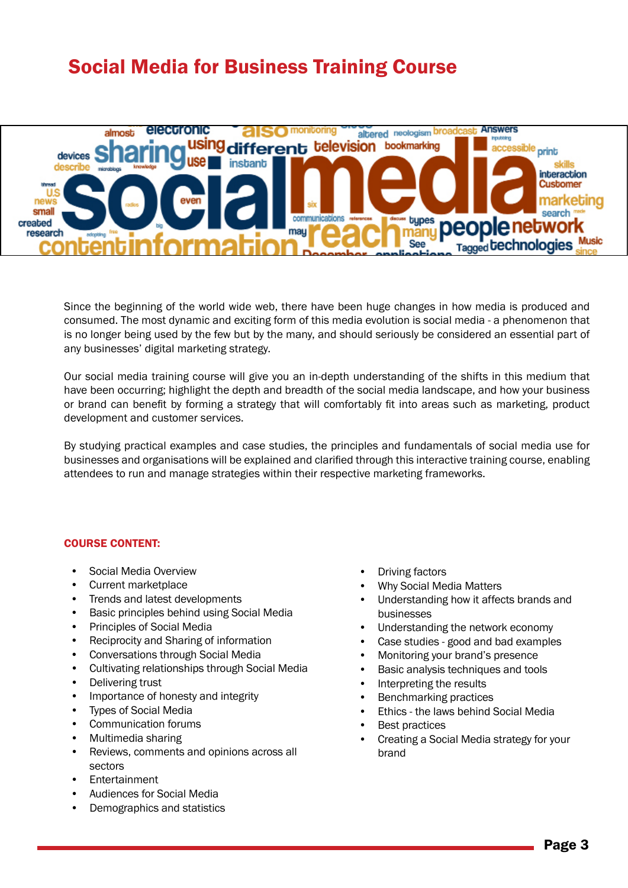# Social Media for Business Training Course

Since the beginning of the world wide web, there have been huge changes in how media is produced and consumed. The most dynamic and exciting form of this media evolution is social media - a phenomenon that is no longer being used by the few but by the many, and should seriously be considered an essential part of any businesses' digital marketing strategy.

Our social media training course will give you an in-depth understanding of the shifts in this medium that have been occurring; highlight the depth and breadth of the social media landscape, and how your business or brand can benefit by forming a strategy that will comfortably fit into areas such as marketing, product development and customer services.

By studying practical examples and case studies, the principles and fundamentals of social media use for businesses and organisations will be explained and clarified through this interactive training course, enabling attendees to run and manage strategies within their respective marketing frameworks.

**COURSE CONTENT:**

- Social Media Overview
- Current marketplace
- Trends and latest developments
- Basic principles behind using Social Media
- Principles of Social Media
- Reciprocity and Sharing of information
- Conversations through Social Media
- Cultivating relationships through Social Media
- Delivering trust
- Importance of honesty and integrity
- Types of Social Media
- Communication forums
- Multimedia sharing
- Reviews, comments and opinions across all sectors
- Entertainment
- Audiences for Social Media
- Demographics and statistics
- Driving factors
- Why Social Media Matters
- Understanding how it affects brands and businesses
- Understanding the network economy
- Case studies - good and bad examples
- Monitoring your brand's presence
- Basic analysis techniques and tools
- Interpreting the results
- Benchmarking practices
- Ethics - the laws behind Social Media
- Best practices
- Creating a Social Media strategy for your brand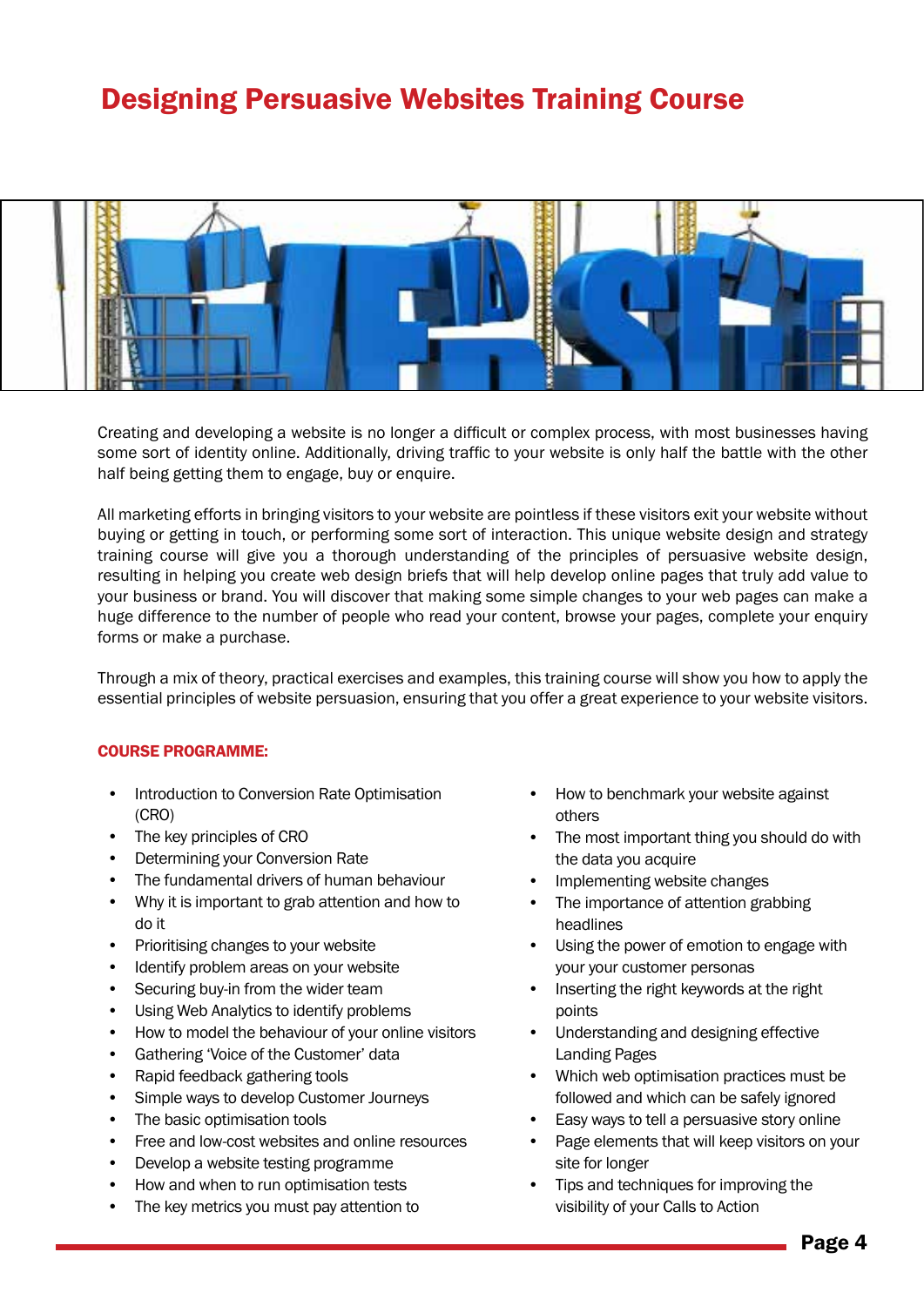# Designing Persuasive Websites Training Course

Creating and developing a website is no longer a difficult or complex process, with most businesses having some sort of identity online. Additionally, driving traffic to your website is only half the battle with the other half being getting them to engage, buy or enquire.

All marketing efforts in bringing visitors to your website are pointless if these visitors exit your website without buying or getting in touch, or performing some sort of interaction. This unique website design and strategy training course will give you a thorough understanding of the principles of persuasive website design, resulting in helping you create web design briefs that will help develop online pages that truly add value to your business or brand. You will discover that making some simple changes to your web pages can make a huge difference to the number of people who read your content, browse your pages, complete your enquiry forms or make a purchase.

Through a mix of theory, practical exercises and examples, this training course will show you how to apply the essential principles of website persuasion, ensuring that you offer a great experience to your website visitors.

## COURSE PROGRAMME:

- Introduction to Conversion Rate Optimisation (CRO)
- The key principles of CRO
- Determining your Conversion Rate
- The fundamental drivers of human behaviour
- Why it is important to grab attention and how to do it
- Prioritising changes to your website
- Identify problem areas on your website
- Securing buy-in from the wider team
- Using Web Analytics to identify problems
- How to model the behaviour of your online visitors
- Gathering 'Voice of the Customer' data
- Rapid feedback gathering tools
- Simple ways to develop Customer Journeys
- The basic optimisation tools
- Free and low-cost websites and online resources
- Develop a website testing programme
- How and when to run optimisation tests
- The key metrics you must pay attention to
- How to benchmark your website against others
- The most important thing you should do with the data you acquire
- Implementing website changes
- The importance of attention grabbing headlines
- Using the power of emotion to engage with your your customer personas
- Inserting the right keywords at the right points
- Understanding and designing effective Landing Pages
- Which web optimisation practices must be followed and which can be safely ignored
- Easy ways to tell a persuasive story online
- Page elements that will keep visitors on your site for longer
- Tips and techniques for improving the visibility of your Calls to Action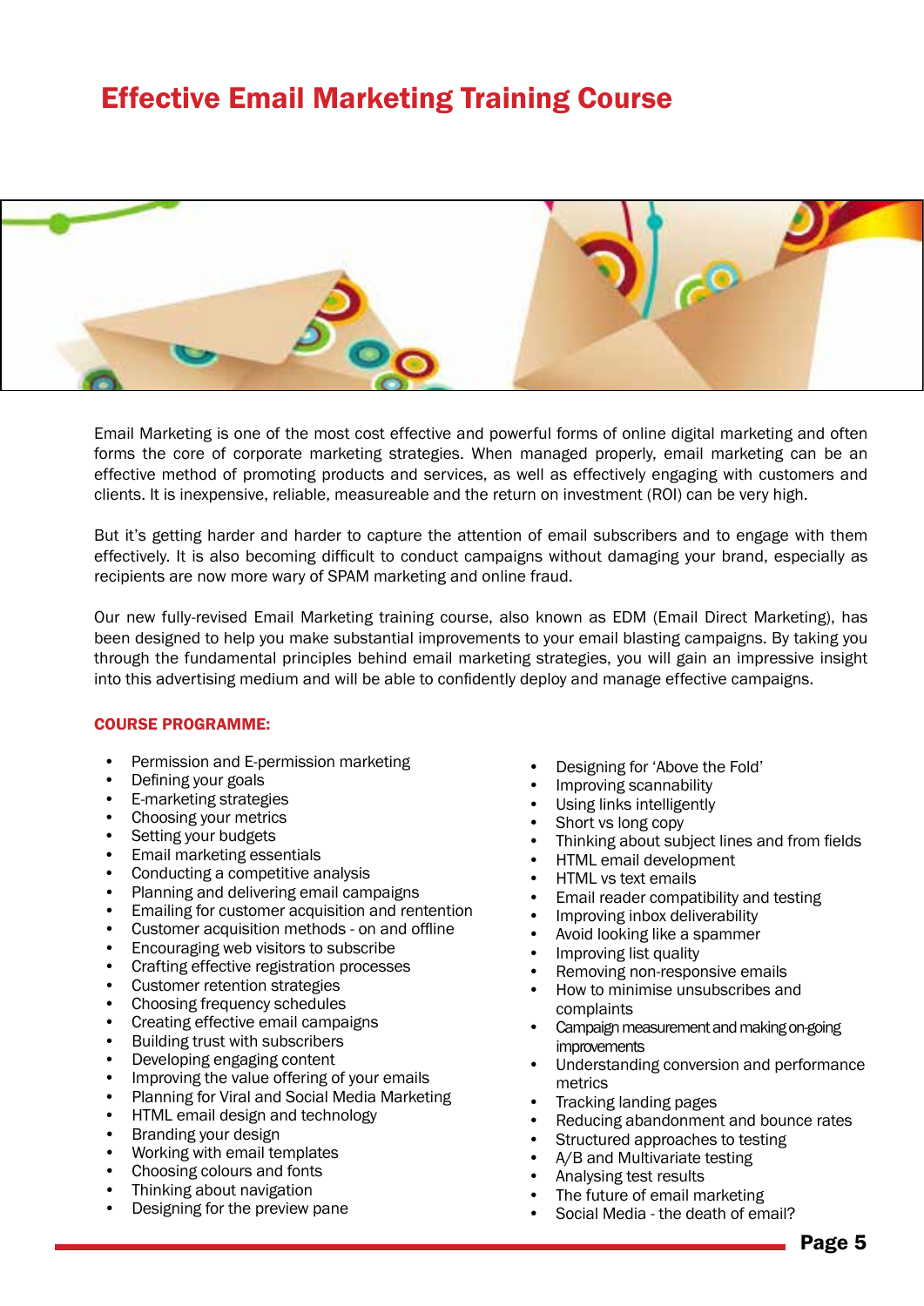# Effective Email Marketing Training Course

Email Marketing is one of the most cost effective and powerful forms of online digital marketing and often forms the core of corporate marketing strategies. When managed properly, email marketing can be an effective method of promoting products and services, as well as effectively engaging with customers and clients. It is inexpensive, reliable, measureable and the return on investment (ROI) can be very high.

But it's getting harder and harder to capture the attention of email subscribers and to engage with them effectively. It is also becoming difficult to conduct campaigns without damaging your brand, especially as recipients are now more wary of SPAM marketing and online fraud.

Our new fully-revised Email Marketing training course, also known as EDM (Email Direct Marketing), has been designed to help you make substantial improvements to your email blasting campaigns. By taking you through the fundamental principles behind email marketing strategies, you will gain an impressive insight into this advertising medium and will be able to confidently deploy and manage effective campaigns.

## COURSE PROGRAMME:

- Permission and E-permission marketing
- Defining your goals
- E-marketing strategies
- Choosing your metrics
- Setting your budgets
- Email marketing essentials
- Conducting a competitive analysis
- Planning and delivering email campaigns
- Emailing for customer acquisition and rentention
- Customer acquisition methods - on and offline
- Encouraging web visitors to subscribe
- Crafting effective registration processes
- Customer retention strategies
- Choosing frequency schedules
- Creating effective email campaigns
- Building trust with subscribers
- Developing engaging content
- Improving the value offering of your emails
- Planning for Viral and Social Media Marketing
- HTML email design and technology
- Branding your design
- Working with email templates
- Choosing colours and fonts
- Thinking about navigation
- Designing for the preview pane
- Designing for 'Above the Fold'
- Improving scannability
- Using links intelligently
- Short vs long copy
- Thinking about subject lines and from fields
- HTML email development
- HTML vs text emails
- Email reader compatibility and testing
- Improving inbox deliverability
- Avoid looking like a spammer
- Improving list quality
- Removing non-responsive emails
- How to minimise unsubscribes and complaints
- Campaign measurement and making on-going improvements
- Understanding conversion and performance metrics
- Tracking landing pages
- Reducing abandonment and bounce rates
- Structured approaches to testing
- A/B and Multivariate testing
- Analysing test results
- The future of email marketing
- Social Media - the death of email?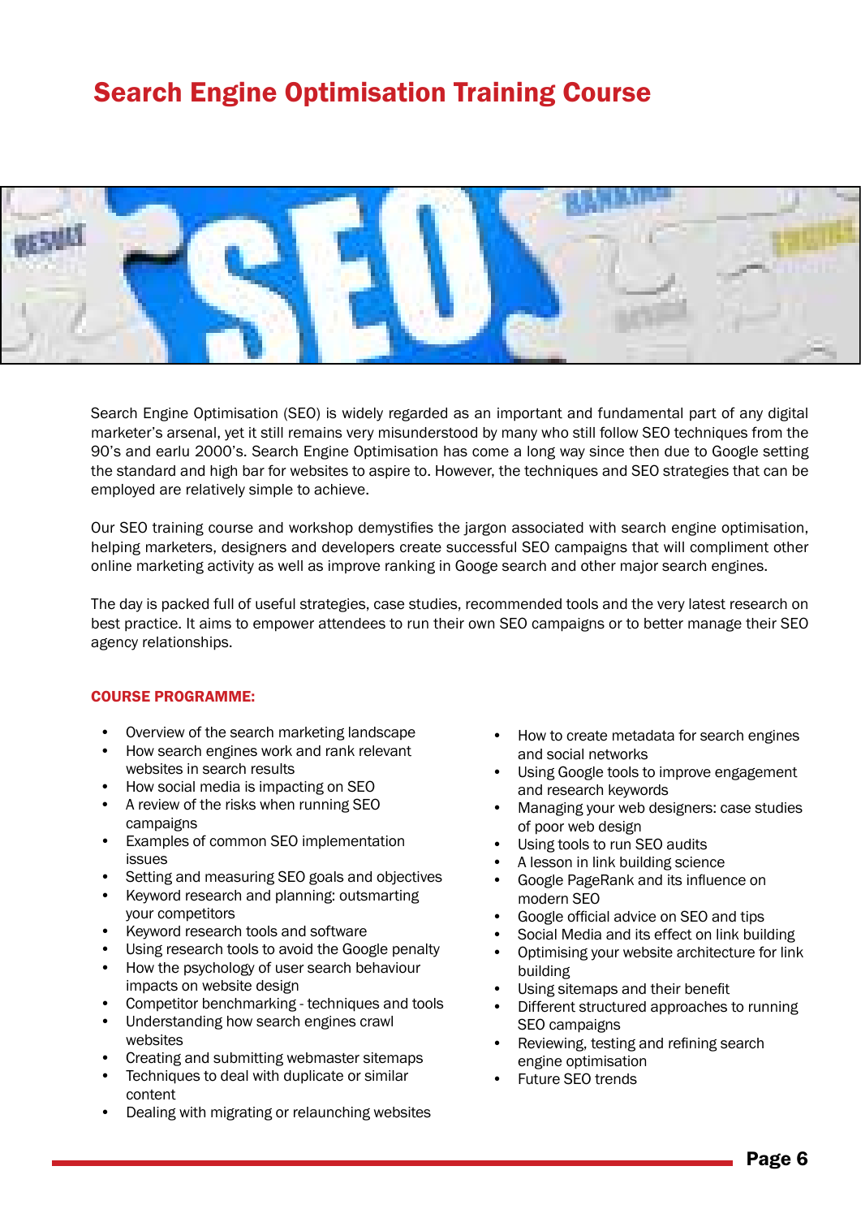# Search Engine Optimisation Training Course

Search Engine Optimisation (SEO) is widely regarded as an important and fundamental part of any digital marketer's arsenal, yet it still remains very misunderstood by many who still follow SEO techniques from the 90's and earlu 2000's. Search Engine Optimisation has come a long way since then due to Google setting the standard and high bar for websites to aspire to. However, the techniques and SEO strategies that can be employed are relatively simple to achieve.

Our SEO training course and workshop demystifies the jargon associated with search engine optimisation, helping marketers, designers and developers create successful SEO campaigns that will compliment other online marketing activity as well as improve ranking in Googe search and other major search engines.

The day is packed full of useful strategies, case studies, recommended tools and the very latest research on best practice. It aims to empower attendees to run their own SEO campaigns or to better manage their SEO agency relationships.

**COURSE PROGRAMME:**

- Overview of the search marketing landscape
- How search engines work and rank relevant websites in search results
- How social media is impacting on SEO
- A review of the risks when running SEO campaigns
- Examples of common SEO implementation issues
- Setting and measuring SEO goals and objectives
- Keyword research and planning: outsmarting your competitors
- Keyword research tools and software
- Using research tools to avoid the Google penalty
- How the psychology of user search behaviour impacts on website design
- Competitor benchmarking - techniques and tools
- Understanding how search engines crawl websites
- Creating and submitting webmaster sitemaps
- Techniques to deal with duplicate or similar content
- Dealing with migrating or relaunching websites
- How to create metadata for search engines and social networks
- Using Google tools to improve engagement and research keywords
- Managing your web designers: case studies of poor web design
- Using tools to run SEO audits
- A lesson in link building science
- Google PageRank and its influence on modern SEO
- Google official advice on SEO and tips
- Social Media and its effect on link building
- Optimising your website architecture for link building
- Using sitemaps and their benefit
- Different structured approaches to running SEO campaigns
- Reviewing, testing and refining search engine optimisation
- Future SEO trends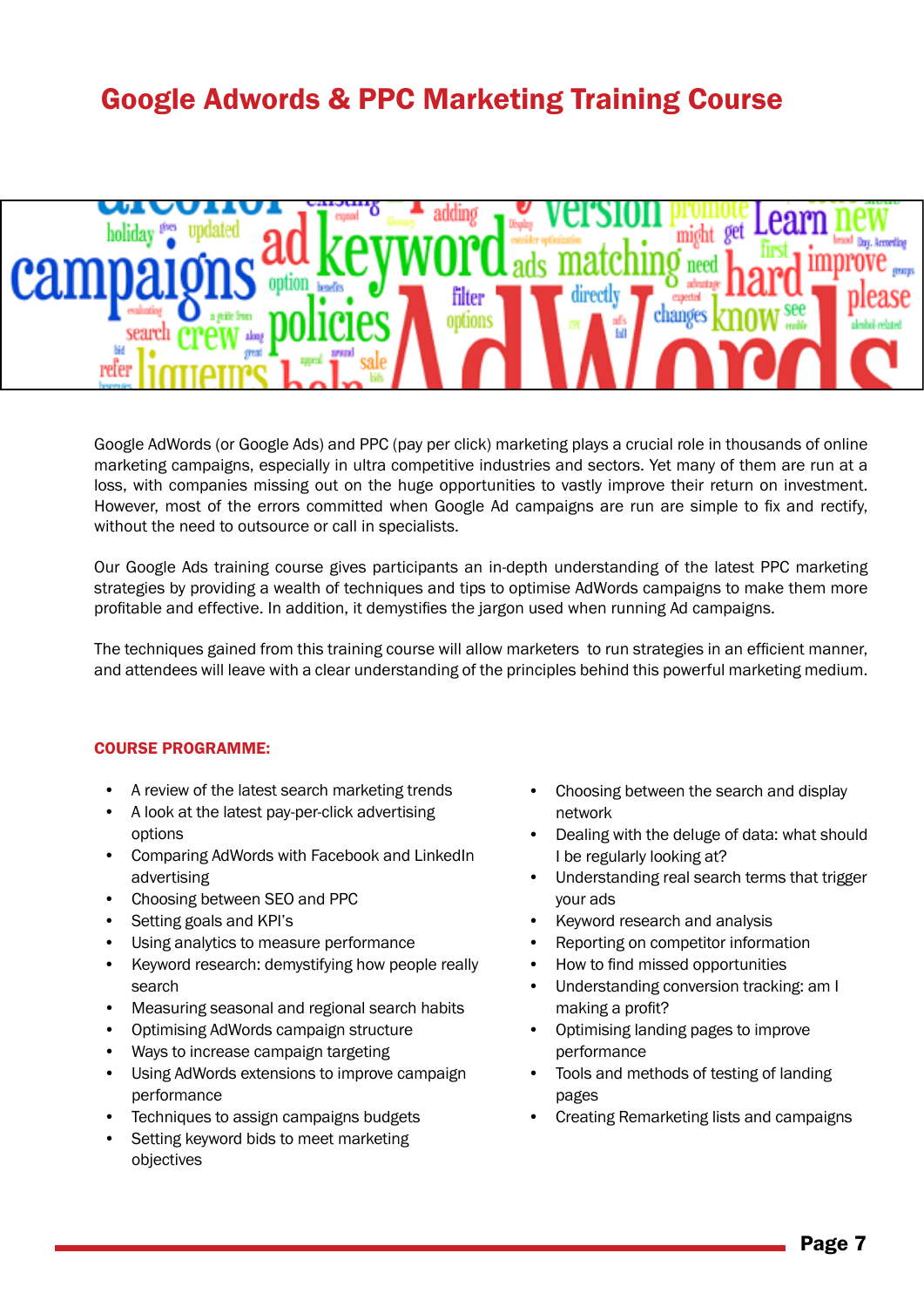# Google Adwords & PPC Marketing Training Course

Google AdWords (or Google Ads) and PPC (pay per click) marketing plays a crucial role in thousands of online marketing campaigns, especially in ultra competitive industries and sectors. Yet many of them are run at a loss, with companies missing out on the huge opportunities to vastly improve their return on investment. However, most of the errors committed when Google Ad campaigns are run are simple to fix and rectify, without the need to outsource or call in specialists.

Our Google Ads training course gives participants an in-depth understanding of the latest PPC marketing strategies by providing a wealth of techniques and tips to optimise AdWords campaigns to make them more profitable and effective. In addition, it demystifies the jargon used when running Ad campaigns.

The techniques gained from this training course will allow marketers to run strategies in an efficient manner, and attendees will leave with a clear understanding of the principles behind this powerful marketing medium.

**COURSE PROGRAMME:**

- A review of the latest search marketing trends
- A look at the latest pay-per-click advertising options
- Comparing AdWords with Facebook and LinkedIn advertising
- Choosing between SEO and PPC
- Setting goals and KPI's
- Using analytics to measure performance
- Keyword research: demystifying how people really search
- Measuring seasonal and regional search habits
- Optimising AdWords campaign structure
- Ways to increase campaign targeting
- Using AdWords extensions to improve campaign performance
- Techniques to assign campaigns budgets
- Setting keyword bids to meet marketing objectives
- Choosing between the search and display network
- Dealing with the deluge of data: what should I be regularly looking at?
- Understanding real search terms that trigger your ads
- Keyword research and analysis
- Reporting on competitor information
- How to find missed opportunities
- Understanding conversion tracking: am I making a profit?
- Optimising landing pages to improve performance
- Tools and methods of testing of landing pages
- Creating Remarketing lists and campaigns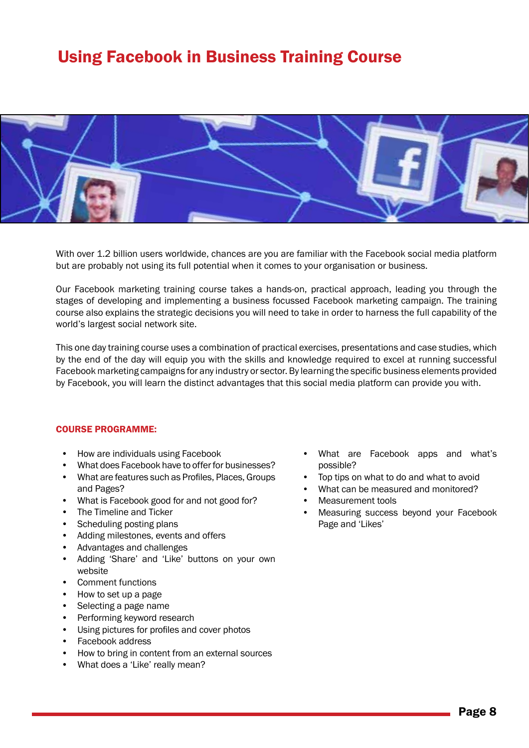# Using Facebook in Business Training Course

With over 1.2 billion users worldwide, chances are you are familiar with the Facebook social media platform but are probably not using its full potential when it comes to your organisation or business.

Our Facebook marketing training course takes a hands-on, practical approach, leading you through the stages of developing and implementing a business focussed Facebook marketing campaign. The training course also explains the strategic decisions you will need to take in order to harness the full capability of the world's largest social network site.

This one day training course uses a combination of practical exercises, presentations and case studies, which by the end of the day will equip you with the skills and knowledge required to excel at running successful Facebook marketing campaigns for any industry or sector. By learning the specific business elements provided by Facebook, you will learn the distinct advantages that this social media platform can provide you with.

## COURSE PROGRAMME:

- How are individuals using Facebook
- What does Facebook have to offer for businesses?
- What are features such as Profiles, Places, Groups and Pages?
- What is Facebook good for and not good for?
- The Timeline and Ticker
- Scheduling posting plans
- Adding milestones, events and offers
- Advantages and challenges
- Adding 'Share' and 'Like' buttons on your own website
- Comment functions
- How to set up a page
- Selecting a page name
- Performing keyword research
- Using pictures for profiles and cover photos
- Facebook address
- How to bring in content from an external sources
- What does a 'Like' really mean?
- What are Facebook apps and what's possible?
- Top tips on what to do and what to avoid
- What can be measured and monitored?
- Measurement tools
- Measuring success beyond your Facebook Page and 'Likes'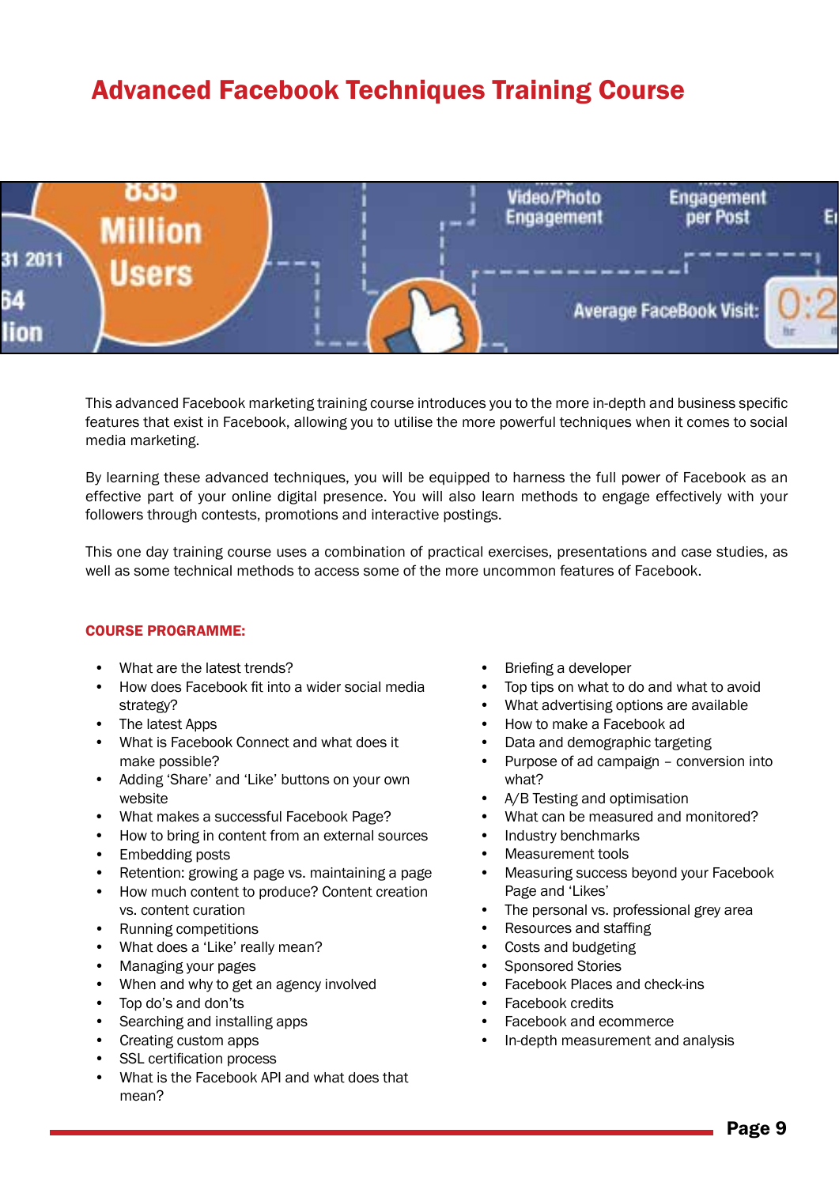# Advanced Facebook Techniques Training Course

This advanced Facebook marketing training course introduces you to the more in-depth and business specific features that exist in Facebook, allowing you to utilise the more powerful techniques when it comes to social media marketing.

By learning these advanced techniques, you will be equipped to harness the full power of Facebook as an effective part of your online digital presence. You will also learn methods to engage effectively with your followers through contests, promotions and interactive postings.

This one day training course uses a combination of practical exercises, presentations and case studies, as well as some technical methods to access some of the more uncommon features of Facebook.

**COURSE PROGRAMME:**

- What are the latest trends?
- How does Facebook fit into a wider social media strategy?
- The latest Apps
- What is Facebook Connect and what does it make possible?
- Adding 'Share' and 'Like' buttons on your own website
- What makes a successful Facebook Page?
- How to bring in content from an external sources
- Embedding posts
- Retention: growing a page vs. maintaining a page
- How much content to produce? Content creation vs. content curation
- Running competitions
- What does a 'Like' really mean?
- Managing your pages
- When and why to get an agency involved
- Top do's and don'ts
- Searching and installing apps
- Creating custom apps
- SSL certification process
- What is the Facebook API and what does that mean?
- Briefing a developer
- Top tips on what to do and what to avoid
- What advertising options are available
- How to make a Facebook ad
- Data and demographic targeting
- Purpose of ad campaign – conversion into what?
- A/B Testing and optimisation
- What can be measured and monitored?
- Industry benchmarks
- Measurement tools
- Measuring success beyond your Facebook Page and 'Likes'
- The personal vs. professional grey area
- Resources and staffing
- Costs and budgeting
- Sponsored Stories
- Facebook Places and check-ins
- Facebook credits
- Facebook and ecommerce
- In-depth measurement and analysis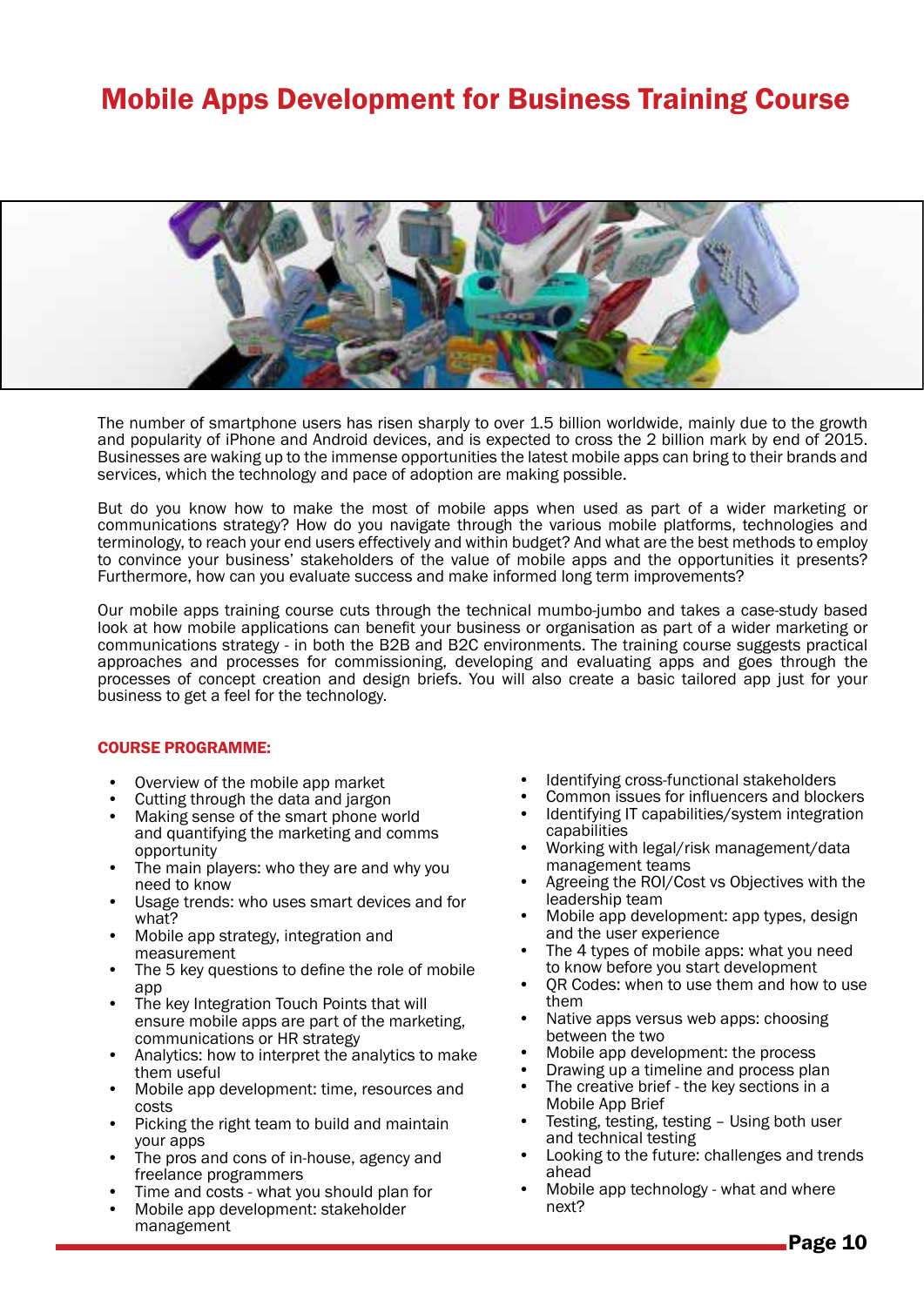# Mobile Apps Development for Business Training Course

The number of smartphone users has risen sharply to over 1.5 billion worldwide, mainly due to the growth and popularity of iPhone and Android devices, and is expected to cross the 2 billion mark by end of 2015. Businesses are waking up to the immense opportunities the latest mobile apps can bring to their brands and services, which the technology and pace of adoption are making possible.

But do you know how to make the most of mobile apps when used as part of a wider marketing or communications strategy? How do you navigate through the various mobile platforms, technologies and terminology, to reach your end users effectively and within budget? And what are the best methods to employ to convince your business' stakeholders of the value of mobile apps and the opportunities it presents? Furthermore, how can you evaluate success and make informed long term improvements?

Our mobile apps training course cuts through the technical mumbo-jumbo and takes a case-study based look at how mobile applications can benefit your business or organisation as part of a wider marketing or communications strategy - in both the B2B and B2C environments. The training course suggests practical approaches and processes for commissioning, developing and evaluating apps and goes through the processes of concept creation and design briefs. You will also create a basic tailored app just for your business to get a feel for the technology.

**COURSE PROGRAMME:**

- Overview of the mobile app market
- Cutting through the data and jargon
- Making sense of the smart phone world and quantifying the marketing and comms opportunity
- The main players: who they are and why you need to know
- Usage trends: who uses smart devices and for what?
- Mobile app strategy, integration and measurement
- The 5 key questions to define the role of mobile app
- The key Integration Touch Points that will ensure mobile apps are part of the marketing, communications or HR strategy
- Analytics: how to interpret the analytics to make them useful
- Mobile app development: time, resources and costs
- Picking the right team to build and maintain your apps
- The pros and cons of in-house, agency and freelance programmers
- Time and costs - what you should plan for
- Mobile app development: stakeholder management
- Identifying cross-functional stakeholders
- Common issues for influencers and blockers
- Identifying IT capabilities/system integration capabilities
- Working with legal/risk management/data management teams
- Agreeing the ROI/Cost vs Objectives with the leadership team
- Mobile app development: app types, design and the user experience
- The 4 types of mobile apps: what you need to know before you start development
- QR Codes: when to use them and how to use them
- Native apps versus web apps: choosing between the two
- Mobile app development: the process
- Drawing up a timeline and process plan
- The creative brief - the key sections in a Mobile App Brief
- Testing, testing, testing – Using both user and technical testing
- Looking to the future: challenges and trends ahead
- Mobile app technology - what and where next?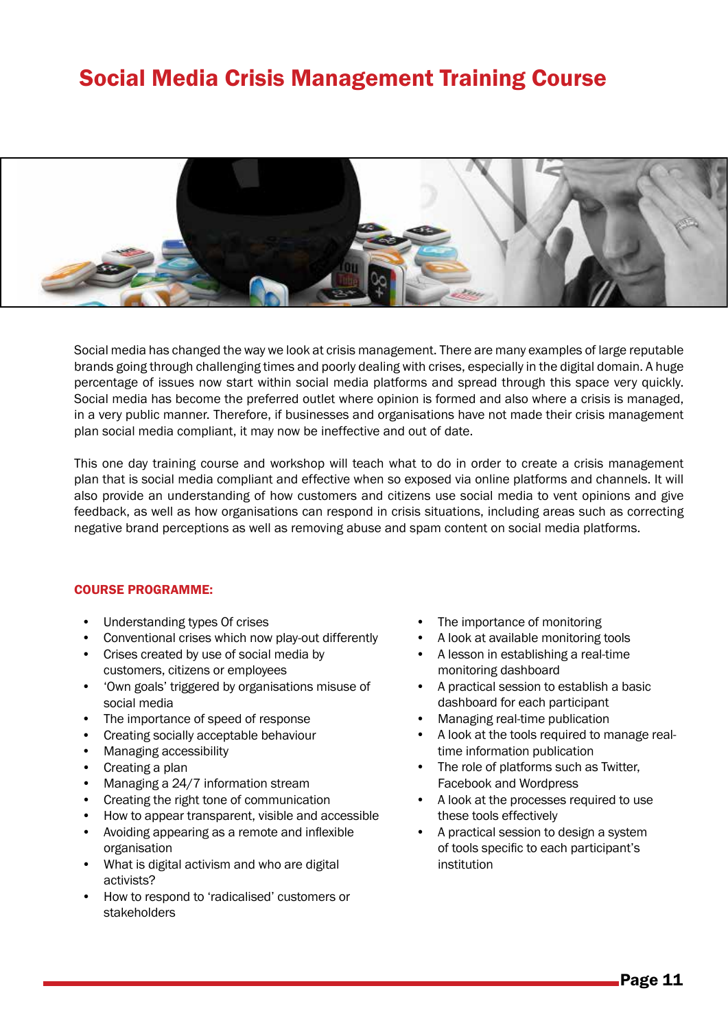# Social Media Crisis Management Training Course

Social media has changed the way we look at crisis management. There are many examples of large reputable brands going through challenging times and poorly dealing with crises, especially in the digital domain. A huge percentage of issues now start within social media platforms and spread through this space very quickly. Social media has become the preferred outlet where opinion is formed and also where a crisis is managed, in a very public manner. Therefore, if businesses and organisations have not made their crisis management plan social media compliant, it may now be ineffective and out of date.

This one day training course and workshop will teach what to do in order to create a crisis management plan that is social media compliant and effective when so exposed via online platforms and channels. It will also provide an understanding of how customers and citizens use social media to vent opinions and give feedback, as well as how organisations can respond in crisis situations, including areas such as correcting negative brand perceptions as well as removing abuse and spam content on social media platforms.

## COURSE PROGRAMME:

- Understanding types Of crises
- Conventional crises which now play-out differently
- Crises created by use of social media by customers, citizens or employees
- 'Own goals' triggered by organisations misuse of social media
- The importance of speed of response
- Creating socially acceptable behaviour
- Managing accessibility
- Creating a plan
- Managing a 24/7 information stream
- Creating the right tone of communication
- How to appear transparent, visible and accessible
- Avoiding appearing as a remote and inflexible organisation
- What is digital activism and who are digital activists?
- How to respond to 'radicalised' customers or stakeholders
- The importance of monitoring
- A look at available monitoring tools
- A lesson in establishing a real-time monitoring dashboard
- A practical session to establish a basic dashboard for each participant
- Managing real-time publication
- A look at the tools required to manage real-time information publication
- The role of platforms such as Twitter, Facebook and Wordpress
- A look at the processes required to use these tools effectively
- A practical session to design a system of tools specific to each participant's institution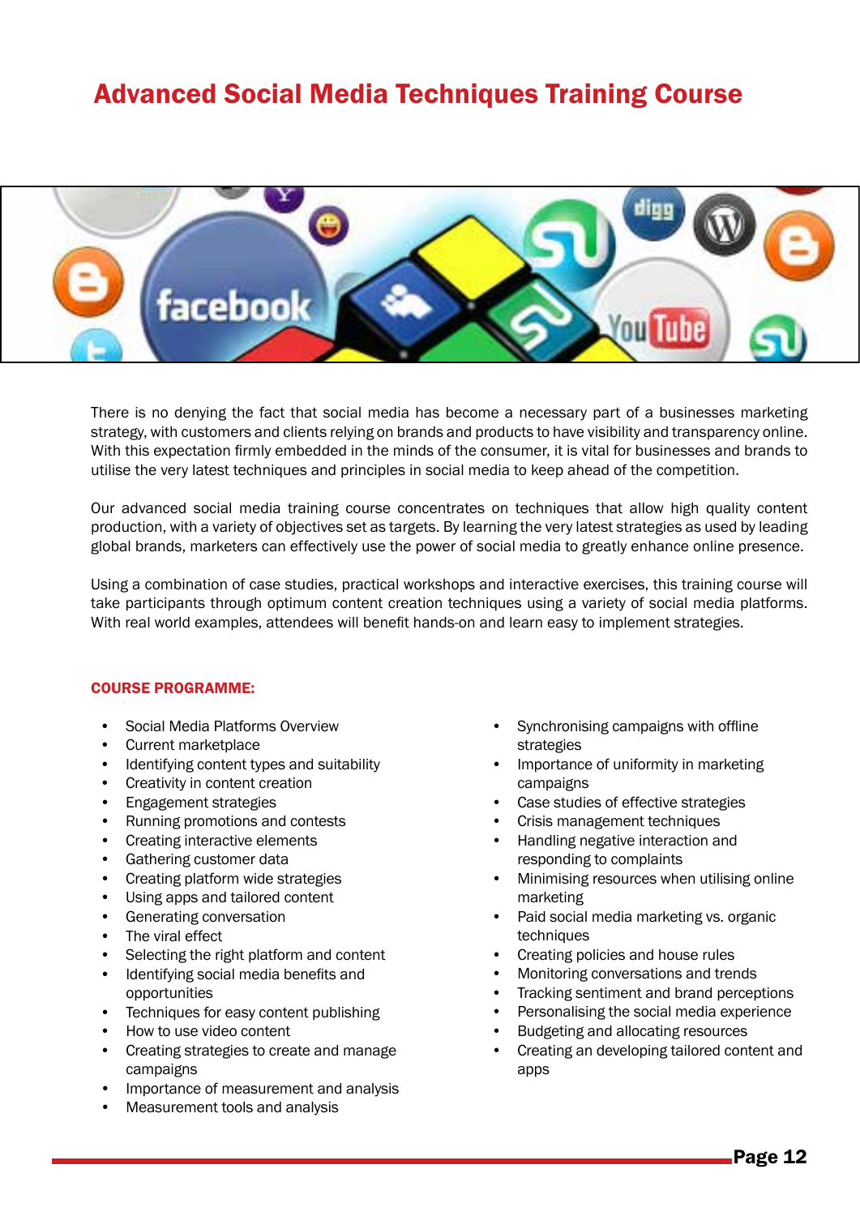# Advanced Social Media Techniques Training Course

There is no denying the fact that social media has become a necessary part of a businesses marketing strategy, with customers and clients relying on brands and products to have visibility and transparency online. With this expectation firmly embedded in the minds of the consumer, it is vital for businesses and brands to utilise the very latest techniques and principles in social media to keep ahead of the competition.

Our advanced social media training course concentrates on techniques that allow high quality content production, with a variety of objectives set as targets. By learning the very latest strategies as used by leading global brands, marketers can effectively use the power of social media to greatly enhance online presence.

Using a combination of case studies, practical workshops and interactive exercises, this training course will take participants through optimum content creation techniques using a variety of social media platforms. With real world examples, attendees will benefit hands-on and learn easy to implement strategies.

## COURSE PROGRAMME:

- Social Media Platforms Overview
- Current marketplace
- Identifying content types and suitability
- Creativity in content creation
- Engagement strategies
- Running promotions and contests
- Creating interactive elements
- Gathering customer data
- Creating platform wide strategies
- Using apps and tailored content
- Generating conversation
- The viral effect
- Selecting the right platform and content
- Identifying social media benefits and opportunities
- Techniques for easy content publishing
- How to use video content
- Creating strategies to create and manage campaigns
- Importance of measurement and analysis
- Measurement tools and analysis
- Synchronising campaigns with offline strategies
- Importance of uniformity in marketing campaigns
- Case studies of effective strategies
- Crisis management techniques
- Handling negative interaction and responding to complaints
- Minimising resources when utilising online marketing
- Paid social media marketing vs. organic techniques
- Creating policies and house rules
- Monitoring conversations and trends
- Tracking sentiment and brand perceptions
- Personalising the social media experience
- Budgeting and allocating resources
- Creating an developing tailored content and apps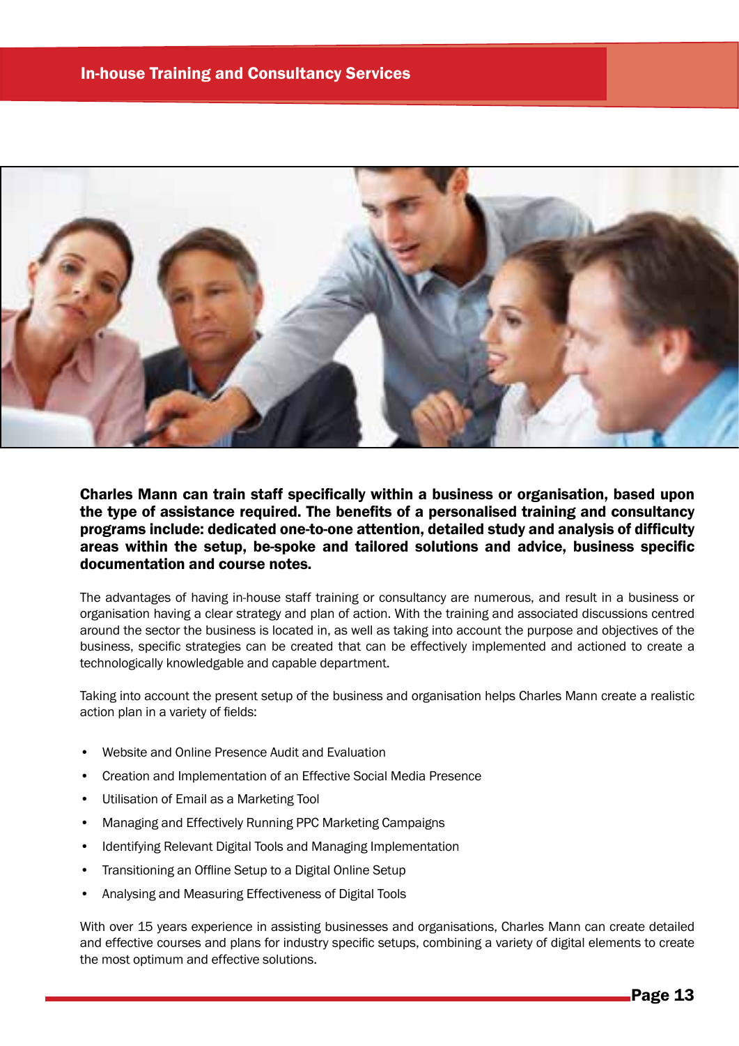# In-house Training and Consultancy Services

**Charles Mann can train staff specifically within a business or organisation, based upon the type of assistance required. The benefits of a personalised training and consultancy programs include: dedicated one-to-one attention, detailed study and analysis of difficulty areas within the setup, be-spoke and tailored solutions and advice, business specific documentation and course notes.**

The advantages of having in-house staff training or consultancy are numerous, and result in a business or organisation having a clear strategy and plan of action. With the training and associated discussions centred around the sector the business is located in, as well as taking into account the purpose and objectives of the business, specific strategies can be created that can be effectively implemented and actioned to create a technologically knowledgable and capable department.

Taking into account the present setup of the business and organisation helps Charles Mann create a realistic action plan in a variety of fields:

- Website and Online Presence Audit and Evaluation
- Creation and Implementation of an Effective Social Media Presence
- Utilisation of Email as a Marketing Tool
- Managing and Effectively Running PPC Marketing Campaigns
- Identifying Relevant Digital Tools and Managing Implementation
- Transitioning an Offline Setup to a Digital Online Setup
- Analysing and Measuring Effectiveness of Digital Tools

With over 15 years experience in assisting businesses and organisations, Charles Mann can create detailed and effective courses and plans for industry specific setups, combining a variety of digital elements to create the most optimum and effective solutions.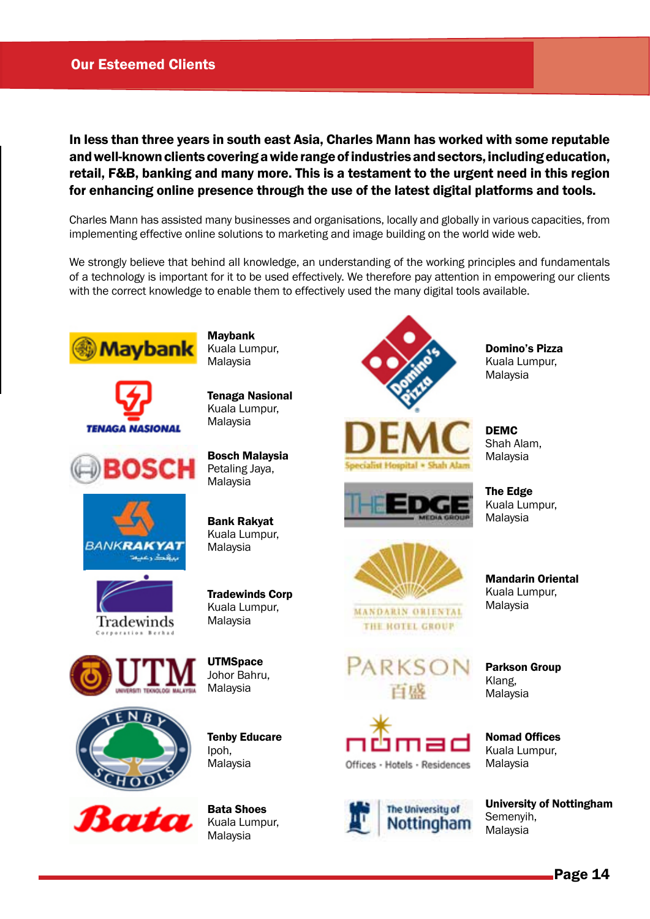## Our Esteemed Clients

**In less than three years in south east Asia, Charles Mann has worked with some reputable and well-known clients covering a wide range of industries and sectors, including education, retail, F&B, banking and many more. This is a testament to the urgent need in this region for enhancing online presence through the use of the latest digital platforms and tools.**

Charles Mann has assisted many businesses and organisations, locally and globally in various capacities, from implementing effective online solutions to marketing and image building on the world wide web.

We strongly believe that behind all knowledge, an understanding of the working principles and fundamentals of a technology is important for it to be used effectively. We therefore pay attention in empowering our clients with the correct knowledge to enable them to effectively used the many digital tools available.

**Maybank**
Kuala Lumpur,
Malaysia

**Tenaga Nasional**
Kuala Lumpur,
Malaysia

**Bosch Malaysia**
Petaling Jaya,
Malaysia

**Bank Rakyat**
Kuala Lumpur,
Malaysia

**Tradewinds Corp**
Kuala Lumpur,
Malaysia

**UTMSpace**
Johor Bahru,
Malaysia

**Tenby Educare**
Ipoh,
Malaysia

**Bata Shoes**
Kuala Lumpur,
Malaysia

**Domino's Pizza**
Kuala Lumpur,
Malaysia

**DEMC**
Shah Alam,
Malaysia

**The Edge**
Kuala Lumpur,
Malaysia

**Mandarin Oriental**
Kuala Lumpur,
Malaysia

**Parkson Group**
Klang,
Malaysia

**Nomad Offices**
Kuala Lumpur,
Malaysia

**University of Nottingham**
Semenyih,
Malaysia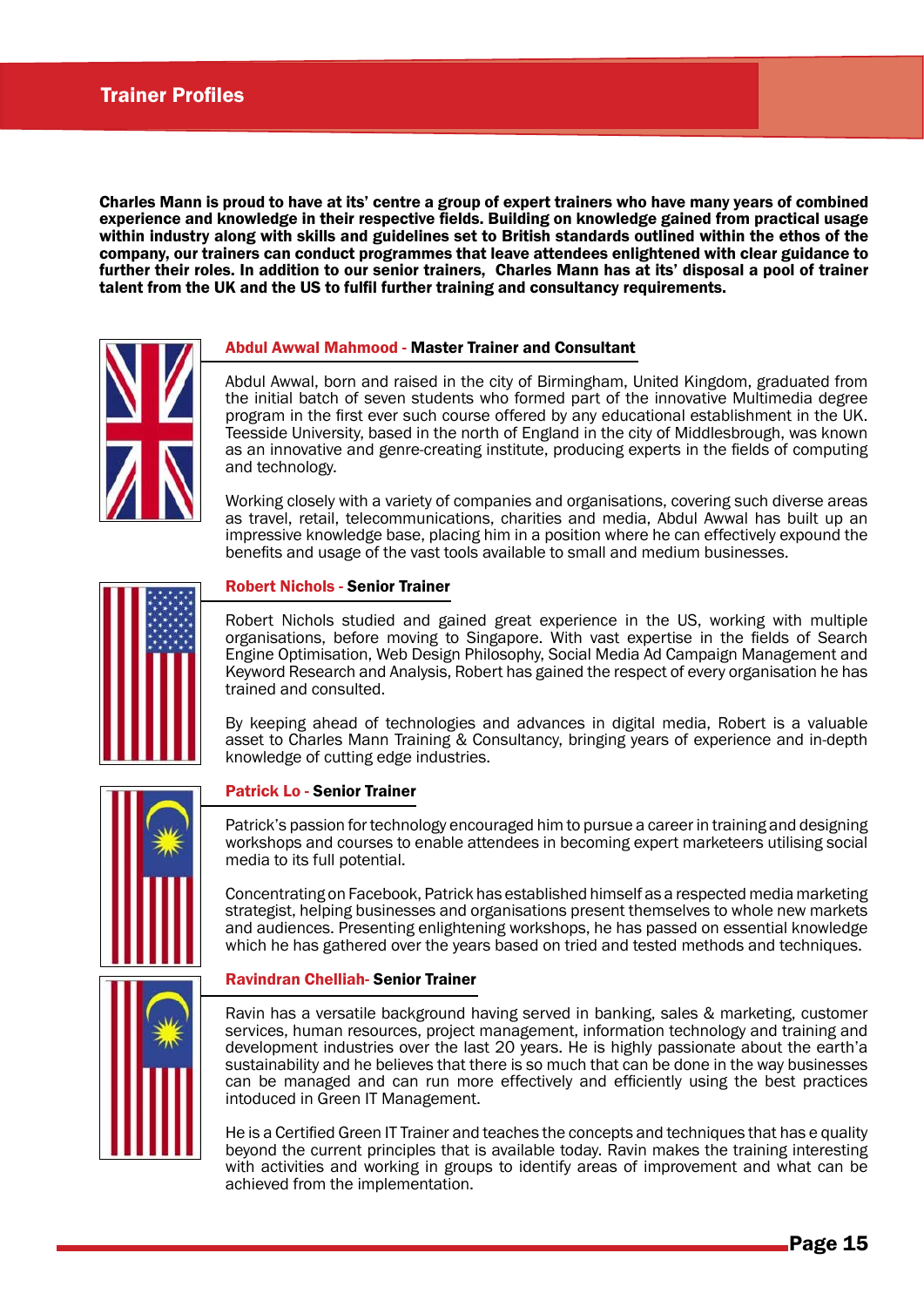## Trainer Profiles

**Charles Mann is proud to have at its' centre a group of expert trainers who have many years of combined experience and knowledge in their respective fields. Building on knowledge gained from practical usage within industry along with skills and guidelines set to British standards outlined within the ethos of the company, our trainers can conduct programmes that leave attendees enlightened with clear guidance to further their roles. In addition to our senior trainers, Charles Mann has at its' disposal a pool of trainer talent from the UK and the US to fulfil further training and consultancy requirements.**

### Abdul Awwal Mahmood - Master Trainer and Consultant

Abdul Awwal, born and raised in the city of Birmingham, United Kingdom, graduated from the initial batch of seven students who formed part of the innovative Multimedia degree program in the first ever such course offered by any educational establishment in the UK. Teesside University, based in the north of England in the city of Middlesbrough, was known as an innovative and genre-creating institute, producing experts in the fields of computing and technology.

Working closely with a variety of companies and organisations, covering such diverse areas as travel, retail, telecommunications, charities and media, Abdul Awwal has built up an impressive knowledge base, placing him in a position where he can effectively expound the benefits and usage of the vast tools available to small and medium businesses.

### Robert Nichols - Senior Trainer

Robert Nichols studied and gained great experience in the US, working with multiple organisations, before moving to Singapore. With vast expertise in the fields of Search Engine Optimisation, Web Design Philosophy, Social Media Ad Campaign Management and Keyword Research and Analysis, Robert has gained the respect of every organisation he has trained and consulted.

By keeping ahead of technologies and advances in digital media, Robert is a valuable asset to Charles Mann Training & Consultancy, bringing years of experience and in-depth knowledge of cutting edge industries.

### Patrick Lo - Senior Trainer

Patrick's passion for technology encouraged him to pursue a career in training and designing workshops and courses to enable attendees in becoming expert marketeers utilising social media to its full potential.

Concentrating on Facebook, Patrick has established himself as a respected media marketing strategist, helping businesses and organisations present themselves to whole new markets and audiences. Presenting enlightening workshops, he has passed on essential knowledge which he has gathered over the years based on tried and tested methods and techniques.

### Ravindran Chelliah- Senior Trainer

Ravin has a versatile background having served in banking, sales & marketing, customer services, human resources, project management, information technology and training and development industries over the last 20 years. He is highly passionate about the earth'a sustainability and he believes that there is so much that can be done in the way businesses can be managed and can run more effectively and efficiently using the best practices intoduced in Green IT Management.

He is a Certified Green IT Trainer and teaches the concepts and techniques that has e quality beyond the current principles that is available today. Ravin makes the training interesting with activities and working in groups to identify areas of improvement and what can be achieved from the implementation.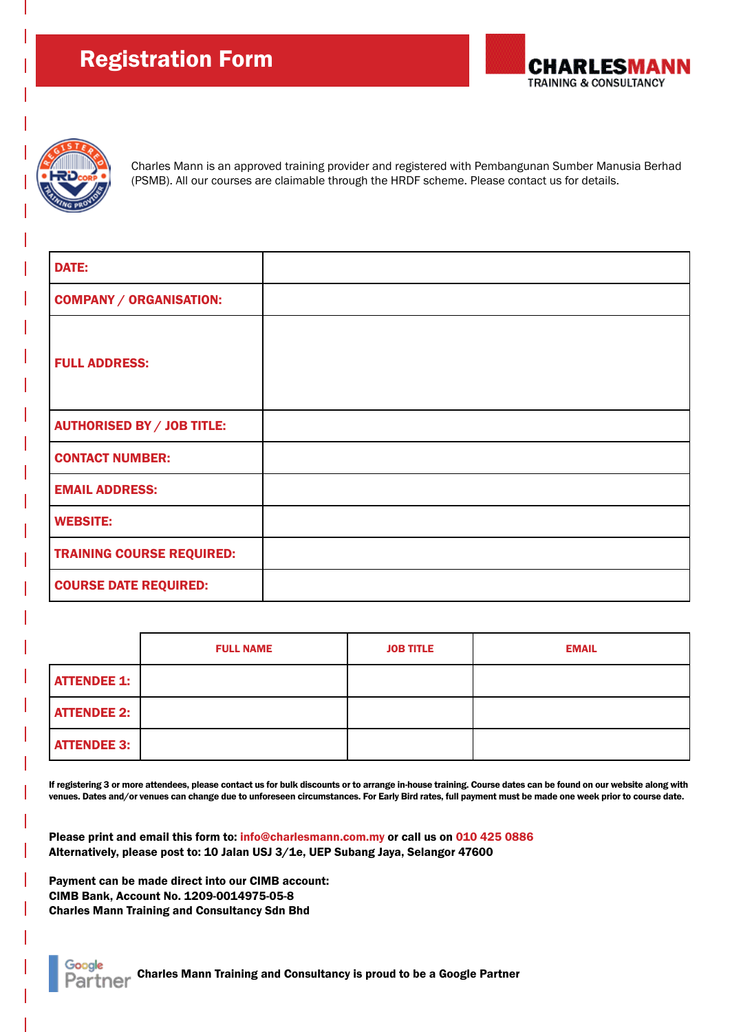# Registration Form

**CHARLESMANN**
TRAINING & CONSULTANCY

Charles Mann is an approved training provider and registered with Pembangunan Sumber Manusia Berhad (PSMB). All our courses are claimable through the HRDF scheme. Please contact us for details.

| | |
|---|---|
| **DATE:** | |
| **COMPANY / ORGANISATION:** | |
| **FULL ADDRESS:** | |
| **AUTHORISED BY / JOB TITLE:** | |
| **CONTACT NUMBER:** | |
| **EMAIL ADDRESS:** | |
| **WEBSITE:** | |
| **TRAINING COURSE REQUIRED:** | |
| **COURSE DATE REQUIRED:** | |

| | FULL NAME | JOB TITLE | EMAIL |
|---|---|---|---|
| **ATTENDEE 1:** | | | |
| **ATTENDEE 2:** | | | |
| **ATTENDEE 3:** | | | |

**If registering 3 or more attendees, please contact us for bulk discounts or to arrange in-house training. Course dates can be found on our website along with venues. Dates and/or venues can change due to unforeseen circumstances. For Early Bird rates, full payment must be made one week prior to course date.**

**Please print and email this form to: info@charlesmann.com.my or call us on 010 425 0886**
**Alternatively, please post to: 10 Jalan USJ 3/1e, UEP Subang Jaya, Selangor 47600**

**Payment can be made direct into our CIMB account:**
**CIMB Bank, Account No. 1209-0014975-05-8**
**Charles Mann Training and Consultancy Sdn Bhd**

Google Partner **Charles Mann Training and Consultancy is proud to be a Google Partner**